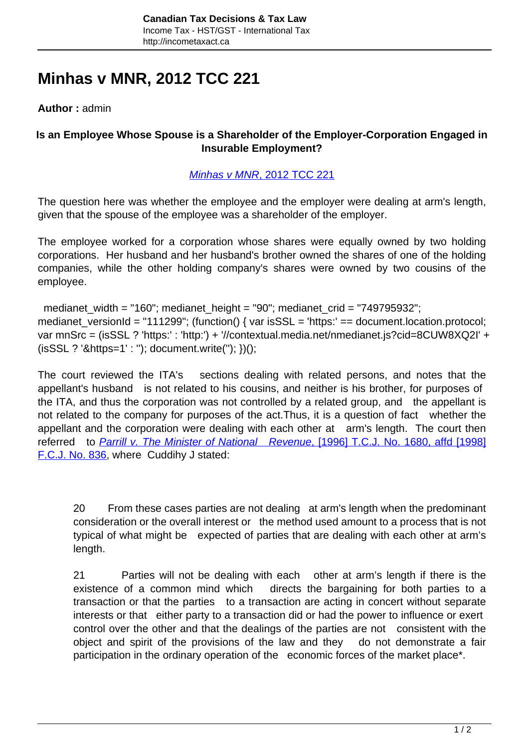# Minhas v MNR, 2012 TCC 221

**Author :** admin

### Is an Employee Whose Spouse is a Shareholder of the Employer-Corporation Engaged in Insurable Employment?

[*Minhas v MNR*, 2012 TCC 221]

The question here was whether the employee and the employer were dealing at arm's length, given that the spouse of the employee was a shareholder of the employer.

The employee worked for a corporation whose shares were equally owned by two holding corporations. Her husband and her husband's brother owned the shares of one of the holding companies, while the other holding company's shares were owned by two cousins of the employee.

medianet_width = "160"; medianet_height = "90"; medianet_crid = "749795932"; medianet_versionId = "111299"; (function() { var isSSL = 'https:' == document.location.protocol; var mnSrc = (isSSL ? 'https:' : 'http:') + '//contextual.media.net/nmedianet.js?cid=8CUW8XQ2I' + (isSSL ? '&https=1' : ''); document.write(''); })();

The court reviewed the ITA's sections dealing with related persons, and notes that the appellant's husband is not related to his cousins, and neither is his brother, for purposes of the ITA, and thus the corporation was not controlled by a related group, and the appellant is not related to the company for purposes of the act.Thus, it is a question of fact whether the appellant and the corporation were dealing with each other at arm's length. The court then referred to [*Parrill v. The Minister of National Revenue*, [1996] T.C.J. No. 1680, affd [1998] F.C.J. No. 836], where Cuddihy J stated:

> 20 From these cases parties are not dealing at arm's length when the predominant consideration or the overall interest or the method used amount to a process that is not typical of what might be expected of parties that are dealing with each other at arm's length.
>
> 21 Parties will not be dealing with each other at arm's length if there is the existence of a common mind which directs the bargaining for both parties to a transaction or that the parties to a transaction are acting in concert without separate interests or that either party to a transaction did or had the power to influence or exert control over the other and that the dealings of the parties are not consistent with the object and spirit of the provisions of the law and they do not demonstrate a fair participation in the ordinary operation of the economic forces of the market place*.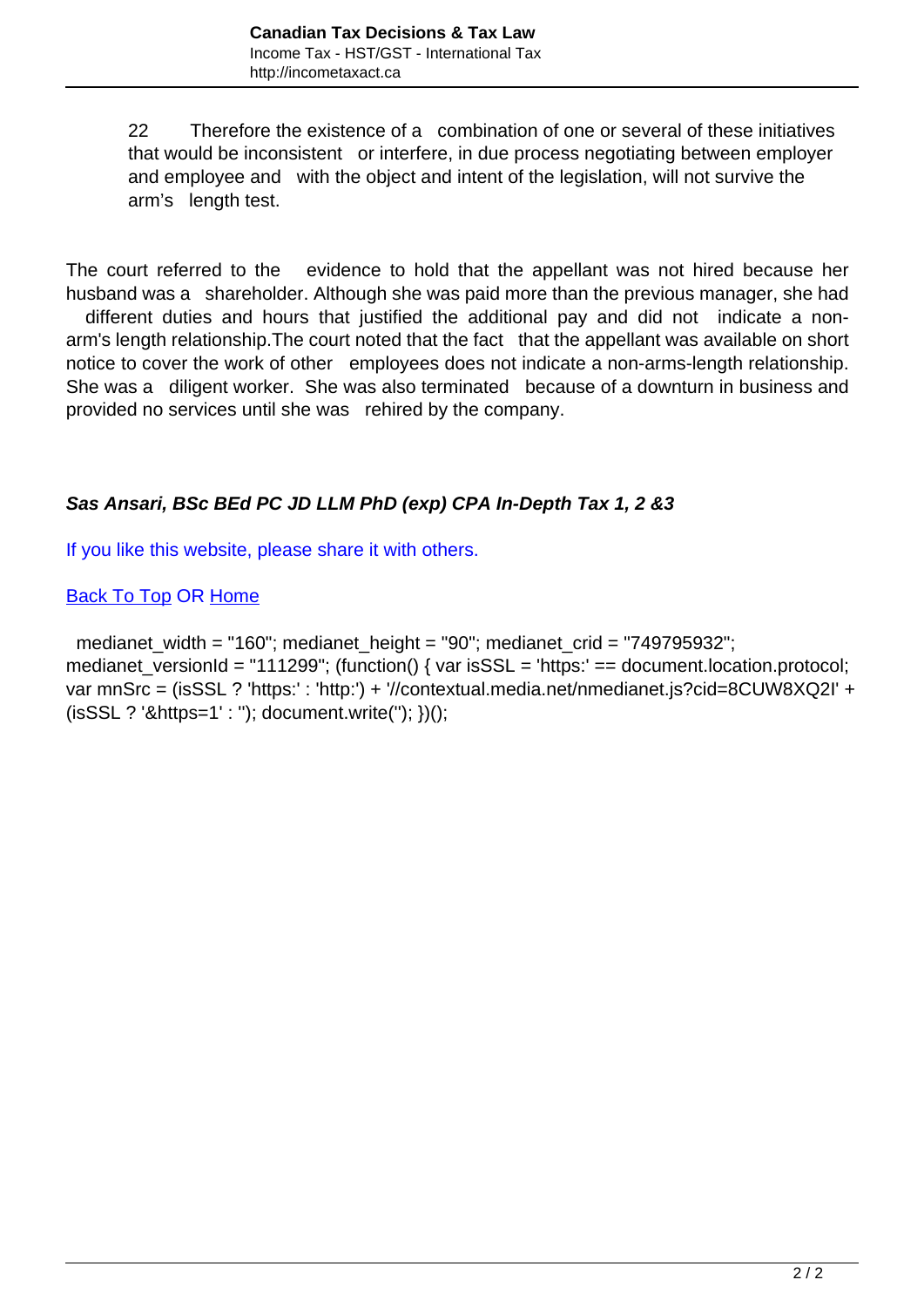> 22 Therefore the existence of a combination of one or several of these initiatives that would be inconsistent or interfere, in due process negotiating between employer and employee and with the object and intent of the legislation, will not survive the arm's length test.

The court referred to the evidence to hold that the appellant was not hired because her husband was a shareholder. Although she was paid more than the previous manager, she had different duties and hours that justified the additional pay and did not indicate a non-arm's length relationship.The court noted that the fact that the appellant was available on short notice to cover the work of other employees does not indicate a non-arms-length relationship. She was a diligent worker. She was also terminated because of a downturn in business and provided no services until she was rehired by the company.

***Sas Ansari, BSc BEd PC JD LLM PhD (exp) CPA In-Depth Tax 1, 2 &3***

If you like this website, please share it with others.

Back To Top OR Home

medianet_width = "160"; medianet_height = "90"; medianet_crid = "749795932"; medianet_versionId = "111299"; (function() { var isSSL = 'https:' == document.location.protocol; var mnSrc = (isSSL ? 'https:' : 'http:') + '//contextual.media.net/nmedianet.js?cid=8CUW8XQ2I' + (isSSL ? '&https=1' : ''); document.write(''); })();